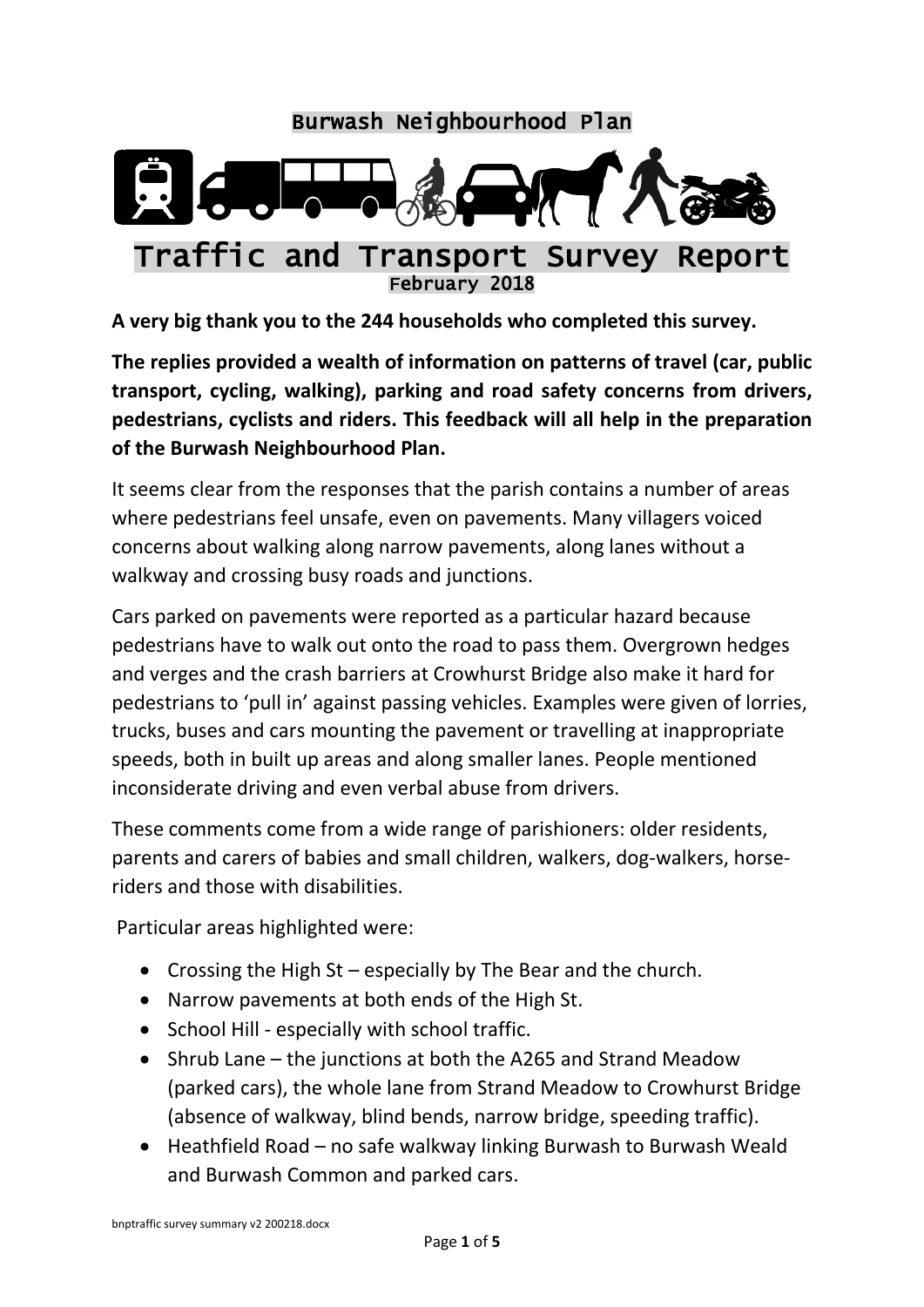Burwash Neighbourhood Plan

# Traffic and Transport Survey Report

February 2018

**A very big thank you to the 244 households who completed this survey.**

**The replies provided a wealth of information on patterns of travel (car, public transport, cycling, walking), parking and road safety concerns from drivers, pedestrians, cyclists and riders. This feedback will all help in the preparation of the Burwash Neighbourhood Plan.**

It seems clear from the responses that the parish contains a number of areas where pedestrians feel unsafe, even on pavements. Many villagers voiced concerns about walking along narrow pavements, along lanes without a walkway and crossing busy roads and junctions.

Cars parked on pavements were reported as a particular hazard because pedestrians have to walk out onto the road to pass them. Overgrown hedges and verges and the crash barriers at Crowhurst Bridge also make it hard for pedestrians to 'pull in' against passing vehicles. Examples were given of lorries, trucks, buses and cars mounting the pavement or travelling at inappropriate speeds, both in built up areas and along smaller lanes. People mentioned inconsiderate driving and even verbal abuse from drivers.

These comments come from a wide range of parishioners: older residents, parents and carers of babies and small children, walkers, dog-walkers, horse-riders and those with disabilities.

Particular areas highlighted were:

- Crossing the High St – especially by The Bear and the church.
- Narrow pavements at both ends of the High St.
- School Hill - especially with school traffic.
- Shrub Lane – the junctions at both the A265 and Strand Meadow (parked cars), the whole lane from Strand Meadow to Crowhurst Bridge (absence of walkway, blind bends, narrow bridge, speeding traffic).
- Heathfield Road – no safe walkway linking Burwash to Burwash Weald and Burwash Common and parked cars.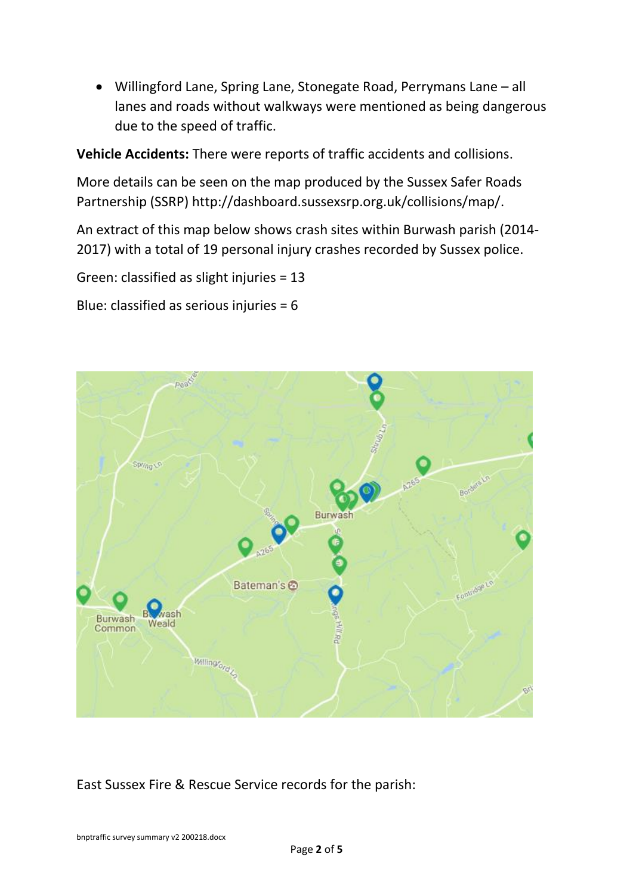- Willingford Lane, Spring Lane, Stonegate Road, Perrymans Lane – all lanes and roads without walkways were mentioned as being dangerous due to the speed of traffic.

**Vehicle Accidents:** There were reports of traffic accidents and collisions.

More details can be seen on the map produced by the Sussex Safer Roads Partnership (SSRP) http://dashboard.sussexsrp.org.uk/collisions/map/.

An extract of this map below shows crash sites within Burwash parish (2014-2017) with a total of 19 personal injury crashes recorded by Sussex police.

Green: classified as slight injuries = 13

Blue: classified as serious injuries = 6

East Sussex Fire & Rescue Service records for the parish: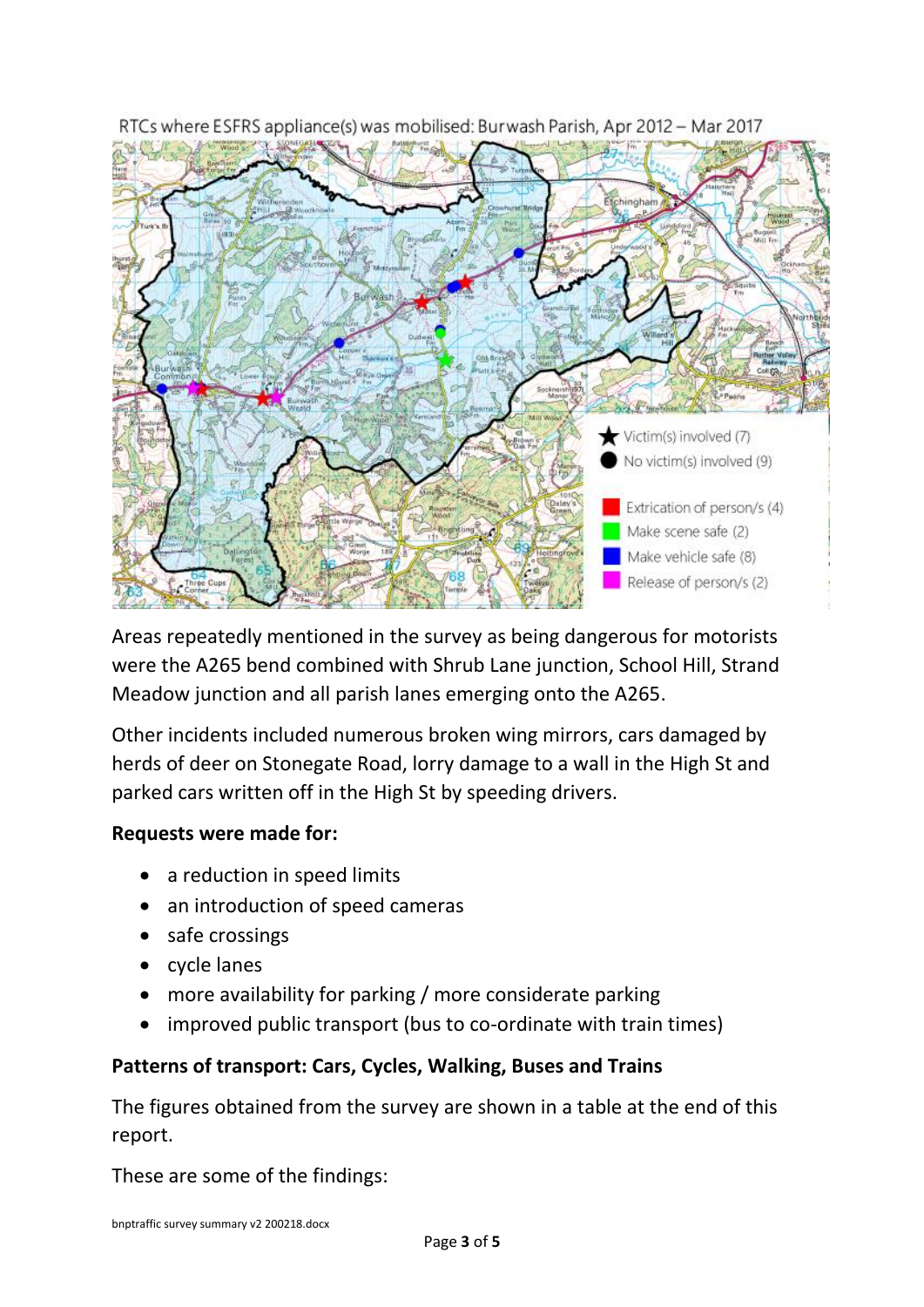RTCs where ESFRS appliance(s) was mobilised: Burwash Parish, Apr 2012 – Mar 2017

Areas repeatedly mentioned in the survey as being dangerous for motorists were the A265 bend combined with Shrub Lane junction, School Hill, Strand Meadow junction and all parish lanes emerging onto the A265.

Other incidents included numerous broken wing mirrors, cars damaged by herds of deer on Stonegate Road, lorry damage to a wall in the High St and parked cars written off in the High St by speeding drivers.

**Requests were made for:**

- a reduction in speed limits
- an introduction of speed cameras
- safe crossings
- cycle lanes
- more availability for parking / more considerate parking
- improved public transport (bus to co-ordinate with train times)

**Patterns of transport: Cars, Cycles, Walking, Buses and Trains**

The figures obtained from the survey are shown in a table at the end of this report.

These are some of the findings: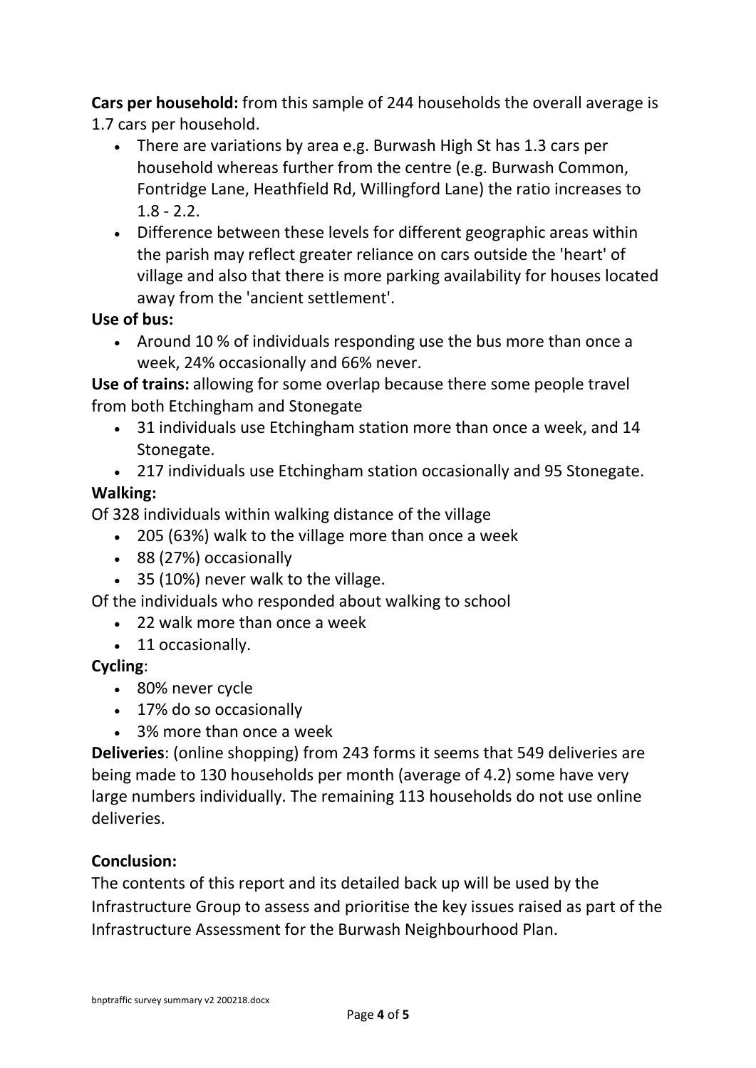**Cars per household:** from this sample of 244 households the overall average is 1.7 cars per household.

- There are variations by area e.g. Burwash High St has 1.3 cars per household whereas further from the centre (e.g. Burwash Common, Fontridge Lane, Heathfield Rd, Willingford Lane) the ratio increases to 1.8 - 2.2.
- Difference between these levels for different geographic areas within the parish may reflect greater reliance on cars outside the 'heart' of village and also that there is more parking availability for houses located away from the 'ancient settlement'.

**Use of bus:**

- Around 10 % of individuals responding use the bus more than once a week, 24% occasionally and 66% never.

**Use of trains:** allowing for some overlap because there some people travel from both Etchingham and Stonegate

- 31 individuals use Etchingham station more than once a week, and 14 Stonegate.
- 217 individuals use Etchingham station occasionally and 95 Stonegate.

**Walking:**

Of 328 individuals within walking distance of the village

- 205 (63%) walk to the village more than once a week
- 88 (27%) occasionally
- 35 (10%) never walk to the village.

Of the individuals who responded about walking to school

- 22 walk more than once a week
- 11 occasionally.

**Cycling**:

- 80% never cycle
- 17% do so occasionally
- 3% more than once a week

**Deliveries**: (online shopping) from 243 forms it seems that 549 deliveries are being made to 130 households per month (average of 4.2) some have very large numbers individually. The remaining 113 households do not use online deliveries.

**Conclusion:**

The contents of this report and its detailed back up will be used by the Infrastructure Group to assess and prioritise the key issues raised as part of the Infrastructure Assessment for the Burwash Neighbourhood Plan.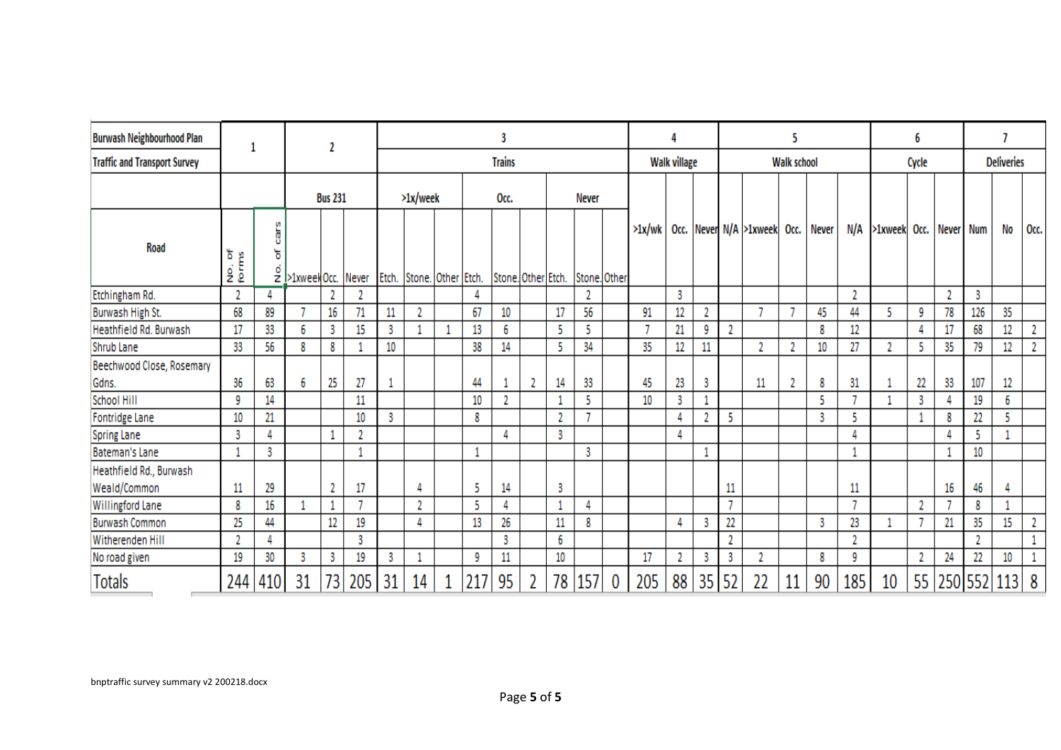| Burwash Neighbourhood Plan<br>Traffic and Transport Survey | 1 | | 2 | | | 3 | | | | | | | | | 4 | | | 5 | | | | | 6 | | | 7 | | |
|---|---|---|---|---|---|---|---|---|---|---|---|---|---|---|---|---|---|---|---|---|---|---|---|---|---|---|---|---|
| | | | | | | Trains | | | | | | | | | Walk village | | | Walk school | | | | | Cycle | | | Deliveries | | |
| | | | Bus 231 | | | >1x/week | | | Occ. | | | Never | | | | | | | | | | | | | | | | |
| Road | No. of forms | No. of cars | >1xweek | Occ. | Never | Etch. | Stone. | Other | Etch. | Stone. | Other | Etch. | Stone. | Other | >1x/wk | Occ. | Never | N/A | >1xweek | Occ. | Never | N/A | >1xweek | Occ. | Never | Num | No | Occ. |
| Etchingham Rd. | 2 | 4 | | 2 | 2 | | | | 4 | | | | 2 | | | 3 | | | | | | 2 | | | 2 | 3 | | |
| Burwash High St. | 68 | 89 | 7 | 16 | 71 | 11 | 2 | | 67 | 10 | | 17 | 56 | | 91 | 12 | 2 | | 7 | 7 | 45 | 44 | 5 | 9 | 78 | 126 | 35 | |
| Heathfield Rd. Burwash | 17 | 33 | 6 | 3 | 15 | 3 | 1 | 1 | 13 | 6 | | 5 | 5 | | 7 | 21 | 9 | 2 | | | 8 | 12 | | 4 | 17 | 68 | 12 | 2 |
| Shrub Lane | 33 | 56 | 8 | 8 | 1 | 10 | | | 38 | 14 | | 5 | 34 | | 35 | 12 | 11 | | 2 | 2 | 10 | 27 | 2 | 5 | 35 | 79 | 12 | 2 |
| Beechwood Close, Rosemary Gdns. | 36 | 63 | 6 | 25 | 27 | 1 | | | 44 | 1 | 2 | 14 | 33 | | 45 | 23 | 3 | | 11 | 2 | 8 | 31 | 1 | 22 | 33 | 107 | 12 | |
| School Hill | 9 | 14 | | | 11 | | | | 10 | 2 | | 1 | 5 | | 10 | 3 | 1 | | | | 5 | 7 | 1 | 3 | 4 | 19 | 6 | |
| Fontridge Lane | 10 | 21 | | | 10 | 3 | | | 8 | | | 2 | 7 | | | 4 | 2 | 5 | | | 3 | 5 | | 1 | 8 | 22 | 5 | |
| Spring Lane | 3 | 4 | | 1 | 2 | | | | | 4 | | 3 | | | | 4 | | | | | | 4 | | | 4 | 5 | 1 | |
| Bateman's Lane | 1 | 3 | | | 1 | | | | 1 | | | | 3 | | | | 1 | | | | | 1 | | | 1 | 10 | | |
| Heathfield Rd., Burwash Weald/Common | 11 | 29 | | 2 | 17 | | 4 | | 5 | 14 | | 3 | | | | | | 11 | | | | 11 | | | 16 | 46 | 4 | |
| Willingford Lane | 8 | 16 | 1 | 1 | 7 | | 2 | | 5 | 4 | | 1 | 4 | | | | | 7 | | | | 7 | | 2 | 7 | 8 | 1 | |
| Burwash Common | 25 | 44 | | 12 | 19 | | 4 | | 13 | 26 | | 11 | 8 | | | 4 | 3 | 22 | | | 3 | 23 | 1 | 7 | 21 | 35 | 15 | 2 |
| Witherenden Hill | 2 | 4 | | | 3 | | | | | 3 | | 6 | | | | | | 2 | | | | 2 | | | | 2 | | 1 |
| No road given | 19 | 30 | 3 | 3 | 19 | 3 | 1 | | 9 | 11 | | 10 | | | 17 | 2 | 3 | 3 | 2 | | 8 | 9 | | 2 | 24 | 22 | 10 | 1 |
| Totals | 244 | 410 | 31 | 73 | 205 | 31 | 14 | 1 | 217 | 95 | 2 | 78 | 157 | 0 | 205 | 88 | 35 | 52 | 22 | 11 | 90 | 185 | 10 | 55 | 250 | 552 | 113 | 8 |

bnptraffic survey summary v2 200218.docx